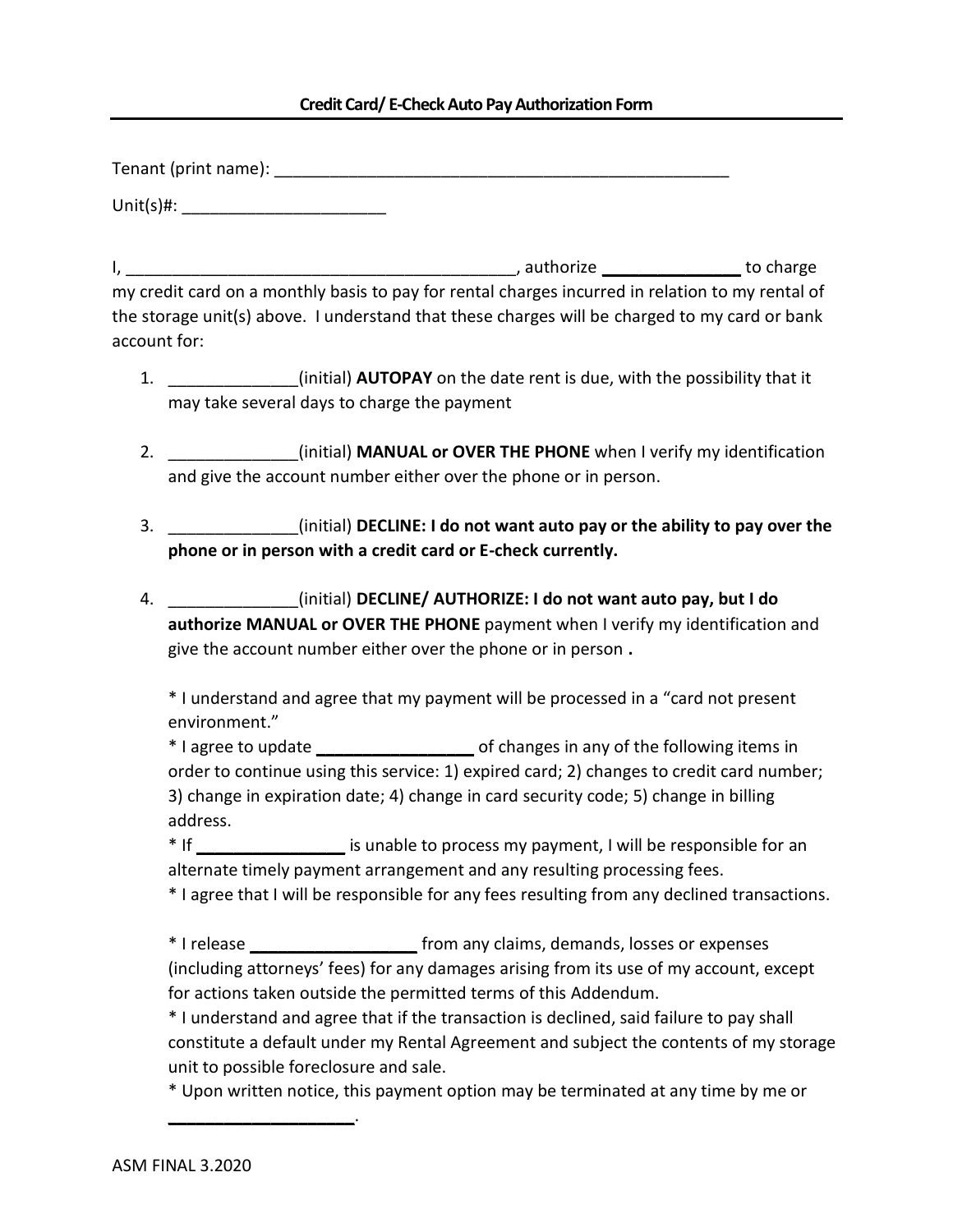# Credit Card/ E-Check Auto Pay Authorization Form

Tenant (print name): ___________________________________________________

Unit(s)#: ______________________

I, __________________________________________, authorize _______________ to charge my credit card on a monthly basis to pay for rental charges incurred in relation to my rental of the storage unit(s) above. I understand that these charges will be charged to my card or bank account for:

1. _____________(initial) **AUTOPAY** on the date rent is due, with the possibility that it may take several days to charge the payment

2. _____________(initial) **MANUAL or OVER THE PHONE** when I verify my identification and give the account number either over the phone or in person.

3. _____________(initial) **DECLINE: I do not want auto pay or the ability to pay over the phone or in person with a credit card or E-check currently.**

4. _____________(initial) **DECLINE/ AUTHORIZE: I do not want auto pay, but I do authorize MANUAL or OVER THE PHONE** payment when I verify my identification and give the account number either over the phone or in person **.**

   * I understand and agree that my payment will be processed in a "card not present environment."
   * I agree to update _________________ of changes in any of the following items in order to continue using this service: 1) expired card; 2) changes to credit card number; 3) change in expiration date; 4) change in card security code; 5) change in billing address.
   * If ________________ is unable to process my payment, I will be responsible for an alternate timely payment arrangement and any resulting processing fees.
   * I agree that I will be responsible for any fees resulting from any declined transactions.

   * I release __________________ from any claims, demands, losses or expenses (including attorneys' fees) for any damages arising from its use of my account, except for actions taken outside the permitted terms of this Addendum.
   * I understand and agree that if the transaction is declined, said failure to pay shall constitute a default under my Rental Agreement and subject the contents of my storage unit to possible foreclosure and sale.
   * Upon written notice, this payment option may be terminated at any time by me or ____________________.

ASM FINAL 3.2020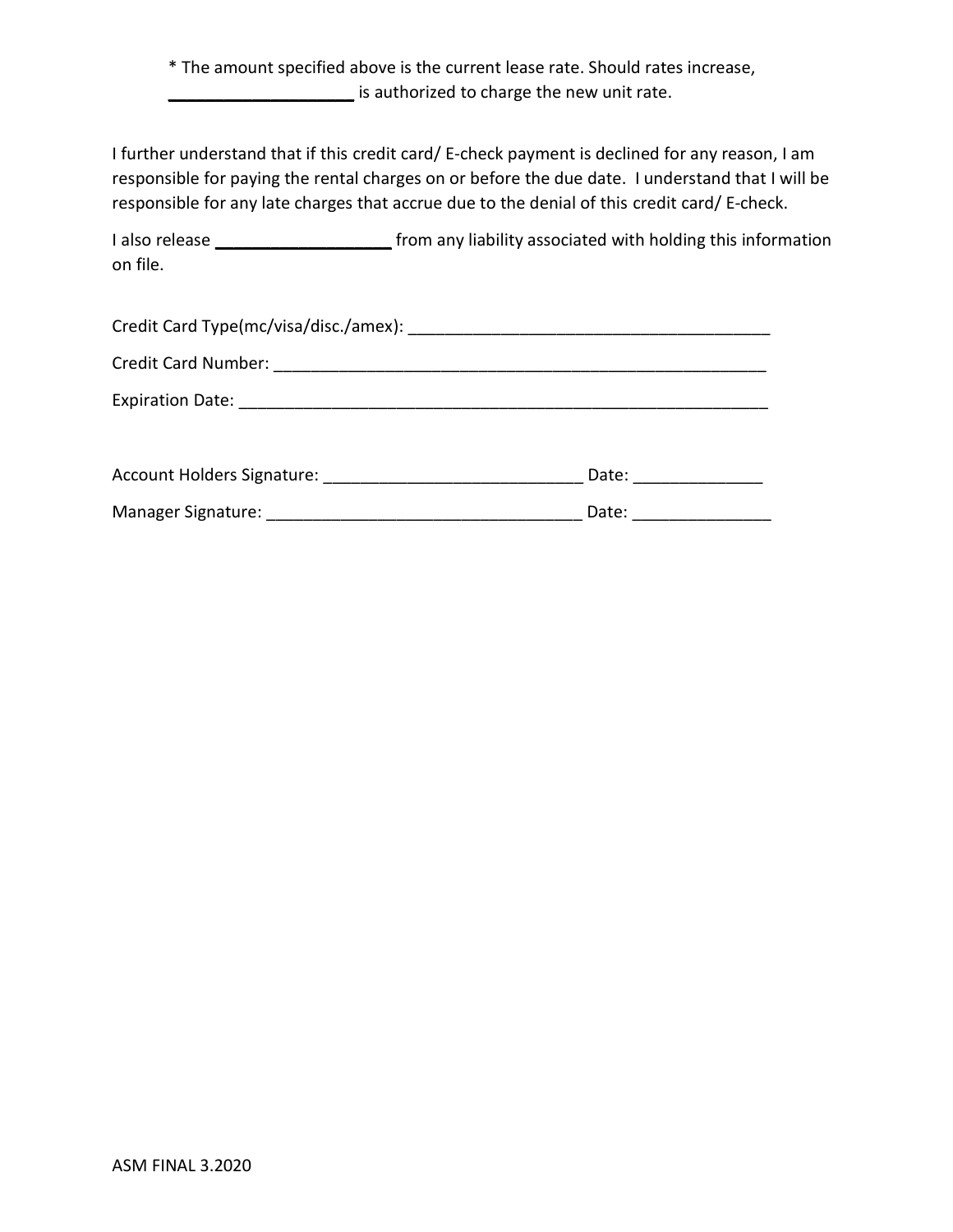* The amount specified above is the current lease rate. Should rates increase, ____________________ is authorized to charge the new unit rate.

I further understand that if this credit card/ E-check payment is declined for any reason, I am responsible for paying the rental charges on or before the due date. I understand that I will be responsible for any late charges that accrue due to the denial of this credit card/ E-check.

I also release ___________________ from any liability associated with holding this information on file.

Credit Card Type(mc/visa/disc./amex): ________________________________________

Credit Card Number: ______________________________________________________

Expiration Date: ___________________________________________________________

Account Holders Signature: ____________________________ Date: ______________

Manager Signature: __________________________________ Date: _______________

ASM FINAL 3.2020